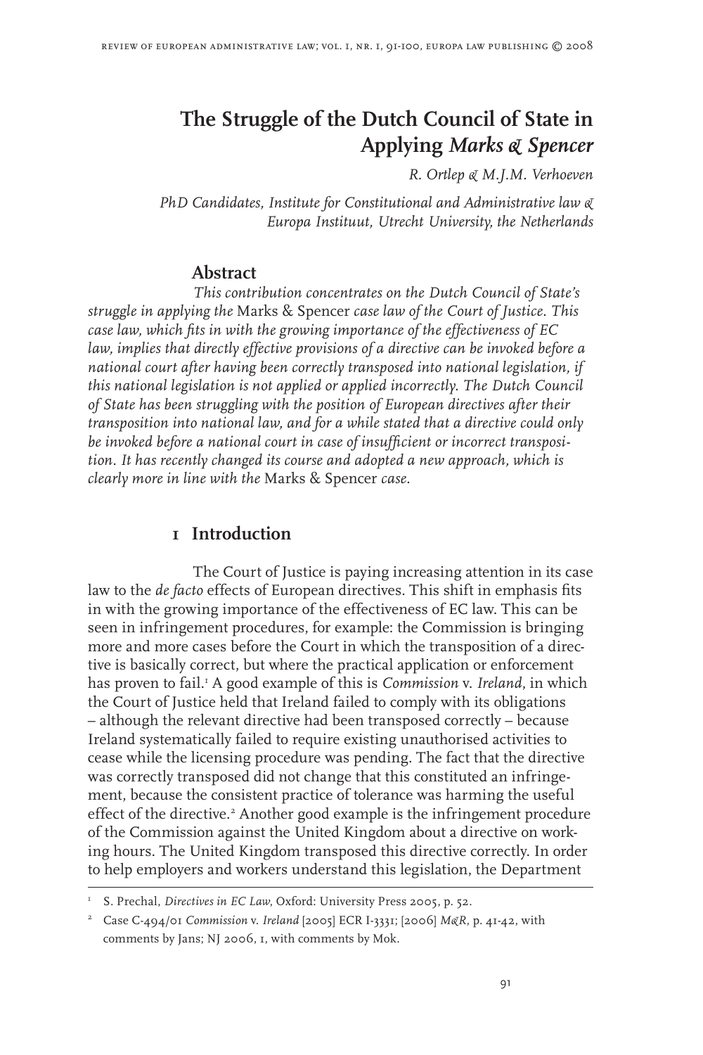# The Struggle of the Dutch Council of State in Applying *Marks & Spencer*

*R. Ortlep & M.J.M. Verhoeven*

*PhD Candidates, Institute for Constitutional and Administrative law & Europa Instituut, Utrecht University, the Netherlands*

## Abstract

*This contribution concentrates on the Dutch Council of State's struggle in applying the* Marks & Spencer *case law of the Court of Justice. This case law, which fits in with the growing importance of the effectiveness of EC law, implies that directly effective provisions of a directive can be invoked before a national court after having been correctly transposed into national legislation, if this national legislation is not applied or applied incorrectly. The Dutch Council of State has been struggling with the position of European directives after their transposition into national law, and for a while stated that a directive could only be invoked before a national court in case of insufficient or incorrect transposition. It has recently changed its course and adopted a new approach, which is clearly more in line with the* Marks & Spencer *case.*

## 1 Introduction

The Court of Justice is paying increasing attention in its case law to the *de facto* effects of European directives. This shift in emphasis fits in with the growing importance of the effectiveness of EC law. This can be seen in infringement procedures, for example: the Commission is bringing more and more cases before the Court in which the transposition of a directive is basically correct, but where the practical application or enforcement has proven to fail.[1] A good example of this is *Commission* v. *Ireland*, in which the Court of Justice held that Ireland failed to comply with its obligations – although the relevant directive had been transposed correctly – because Ireland systematically failed to require existing unauthorised activities to cease while the licensing procedure was pending. The fact that the directive was correctly transposed did not change that this constituted an infringement, because the consistent practice of tolerance was harming the useful effect of the directive.[2] Another good example is the infringement procedure of the Commission against the United Kingdom about a directive on working hours. The United Kingdom transposed this directive correctly. In order to help employers and workers understand this legislation, the Department

---

[1] S. Prechal, *Directives in EC Law*, Oxford: University Press 2005, p. 52.

[2] Case C-494/01 *Commission* v. *Ireland* [2005] ECR I-3331; [2006] *M&R*, p. 41-42, with comments by Jans; NJ 2006, 1, with comments by Mok.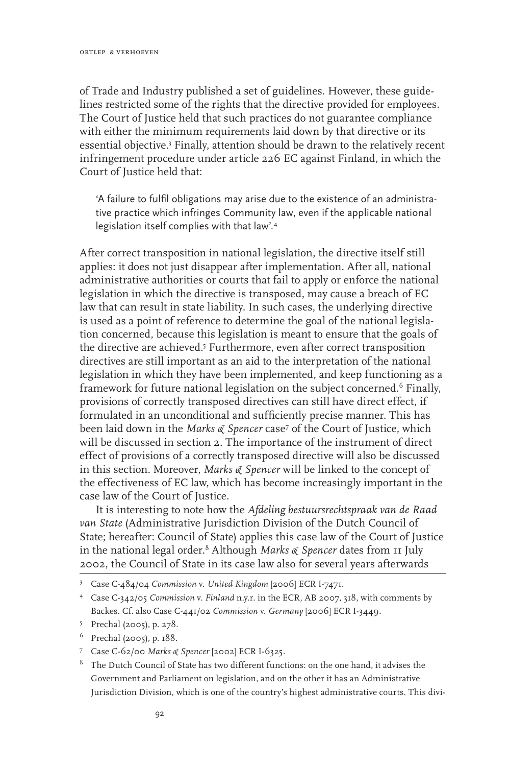of Trade and Industry published a set of guidelines. However, these guidelines restricted some of the rights that the directive provided for employees. The Court of Justice held that such practices do not guarantee compliance with either the minimum requirements laid down by that directive or its essential objective.[3] Finally, attention should be drawn to the relatively recent infringement procedure under article 226 EC against Finland, in which the Court of Justice held that:

> 'A failure to fulfil obligations may arise due to the existence of an administrative practice which infringes Community law, even if the applicable national legislation itself complies with that law'.[4]

After correct transposition in national legislation, the directive itself still applies: it does not just disappear after implementation. After all, national administrative authorities or courts that fail to apply or enforce the national legislation in which the directive is transposed, may cause a breach of EC law that can result in state liability. In such cases, the underlying directive is used as a point of reference to determine the goal of the national legislation concerned, because this legislation is meant to ensure that the goals of the directive are achieved.[5] Furthermore, even after correct transposition directives are still important as an aid to the interpretation of the national legislation in which they have been implemented, and keep functioning as a framework for future national legislation on the subject concerned.[6] Finally, provisions of correctly transposed directives can still have direct effect, if formulated in an unconditional and sufficiently precise manner. This has been laid down in the *Marks & Spencer* case[7] of the Court of Justice, which will be discussed in section 2. The importance of the instrument of direct effect of provisions of a correctly transposed directive will also be discussed in this section. Moreover, *Marks & Spencer* will be linked to the concept of the effectiveness of EC law, which has become increasingly important in the case law of the Court of Justice.

It is interesting to note how the *Afdeling bestuursrechtspraak van de Raad van State* (Administrative Jurisdiction Division of the Dutch Council of State; hereafter: Council of State) applies this case law of the Court of Justice in the national legal order.[8] Although *Marks & Spencer* dates from 11 July 2002, the Council of State in its case law also for several years afterwards

---

[3] Case C-484/04 *Commission* v. *United Kingdom* [2006] ECR I-7471.

[4] Case C-342/05 *Commission* v. *Finland* n.y.r. in the ECR, AB 2007, 318, with comments by Backes. Cf. also Case C-441/02 *Commission* v. *Germany* [2006] ECR I-3449.

[5] Prechal (2005), p. 278.

[6] Prechal (2005), p. 188.

[7] Case C-62/00 *Marks & Spencer* [2002] ECR I-6325.

[8] The Dutch Council of State has two different functions: on the one hand, it advises the Government and Parliament on legislation, and on the other it has an Administrative Jurisdiction Division, which is one of the country's highest administrative courts. This divi-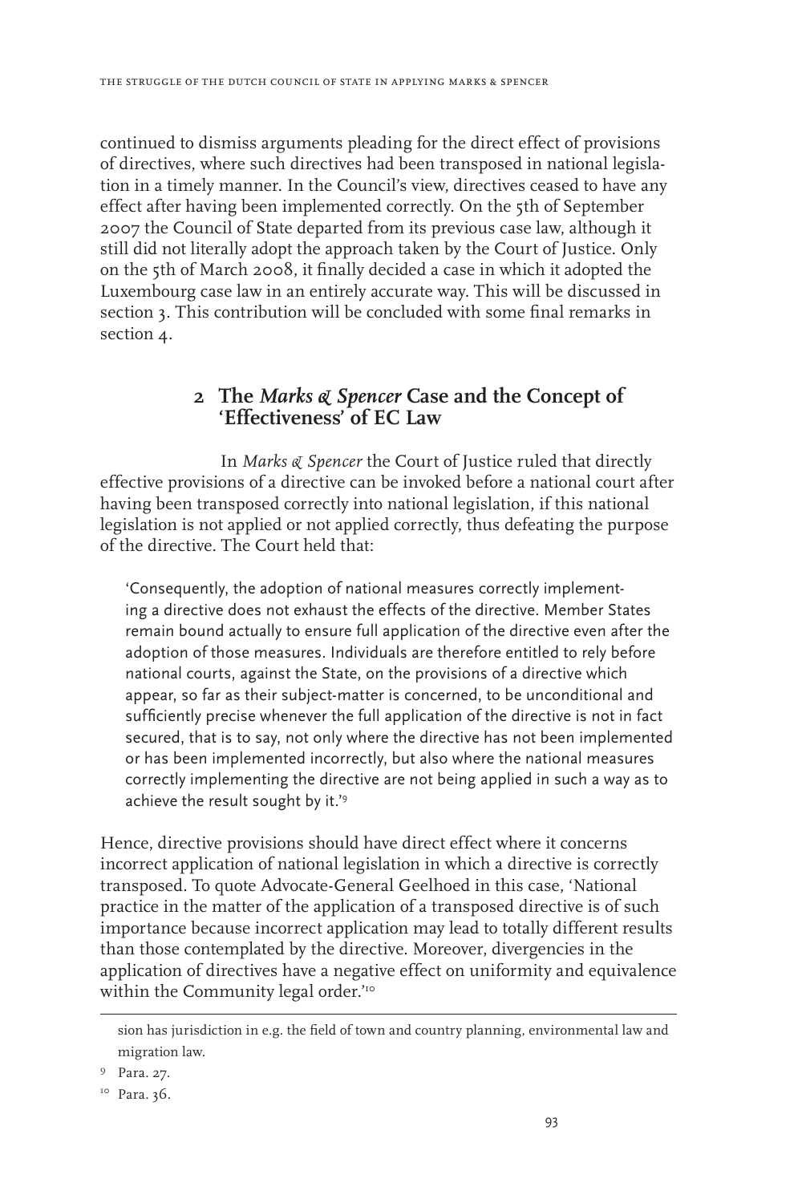continued to dismiss arguments pleading for the direct effect of provisions of directives, where such directives had been transposed in national legislation in a timely manner. In the Council's view, directives ceased to have any effect after having been implemented correctly. On the 5th of September 2007 the Council of State departed from its previous case law, although it still did not literally adopt the approach taken by the Court of Justice. Only on the 5th of March 2008, it finally decided a case in which it adopted the Luxembourg case law in an entirely accurate way. This will be discussed in section 3. This contribution will be concluded with some final remarks in section 4.

## 2 The *Marks & Spencer* Case and the Concept of 'Effectiveness' of EC Law

In *Marks & Spencer* the Court of Justice ruled that directly effective provisions of a directive can be invoked before a national court after having been transposed correctly into national legislation, if this national legislation is not applied or not applied correctly, thus defeating the purpose of the directive. The Court held that:

> 'Consequently, the adoption of national measures correctly implementing a directive does not exhaust the effects of the directive. Member States remain bound actually to ensure full application of the directive even after the adoption of those measures. Individuals are therefore entitled to rely before national courts, against the State, on the provisions of a directive which appear, so far as their subject-matter is concerned, to be unconditional and sufficiently precise whenever the full application of the directive is not in fact secured, that is to say, not only where the directive has not been implemented or has been implemented incorrectly, but also where the national measures correctly implementing the directive are not being applied in such a way as to achieve the result sought by it.'[9]

Hence, directive provisions should have direct effect where it concerns incorrect application of national legislation in which a directive is correctly transposed. To quote Advocate-General Geelhoed in this case, 'National practice in the matter of the application of a transposed directive is of such importance because incorrect application may lead to totally different results than those contemplated by the directive. Moreover, divergencies in the application of directives have a negative effect on uniformity and equivalence within the Community legal order.'[10]

---

sion has jurisdiction in e.g. the field of town and country planning, environmental law and migration law.

[9] Para. 27.

[10] Para. 36.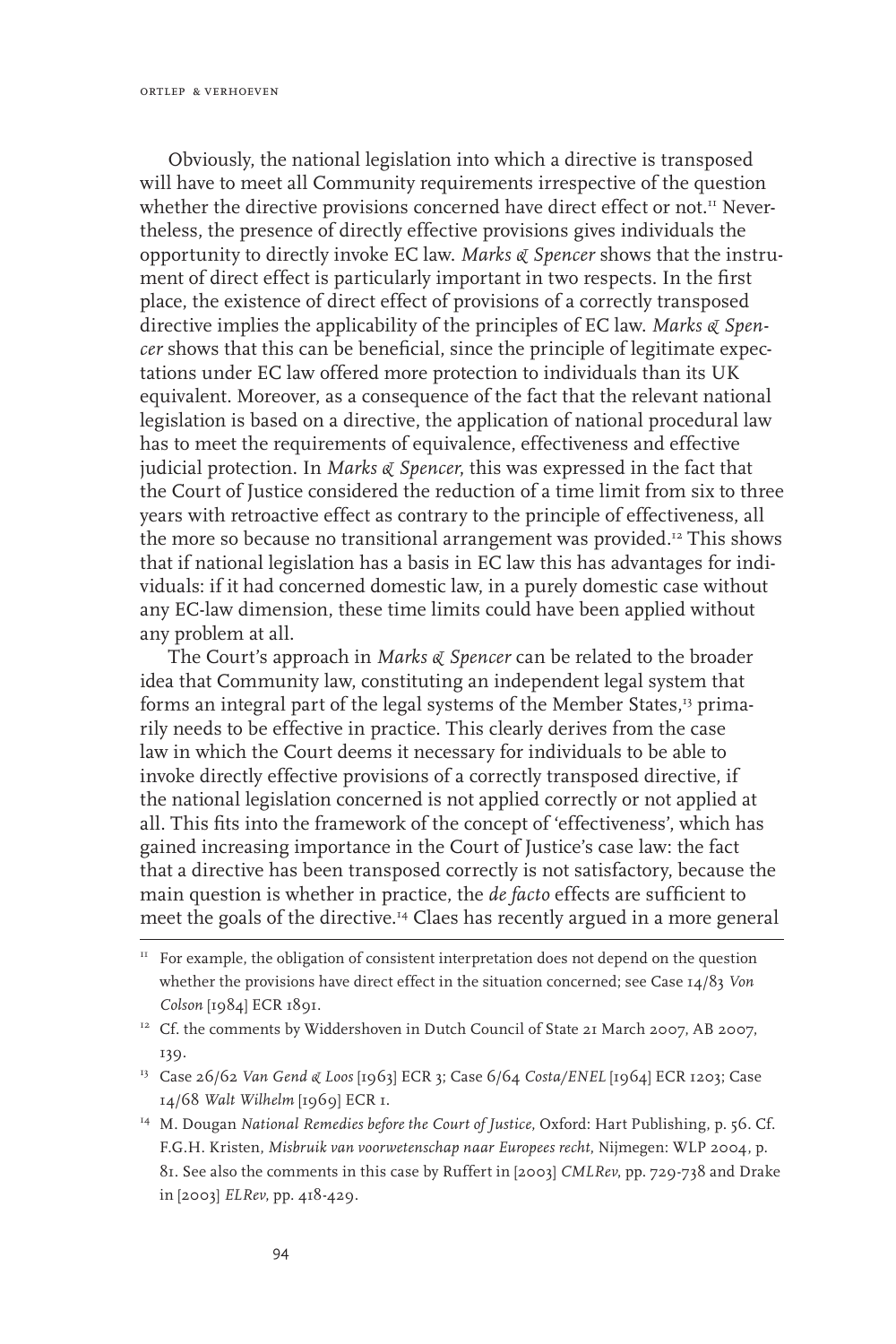Obviously, the national legislation into which a directive is transposed will have to meet all Community requirements irrespective of the question whether the directive provisions concerned have direct effect or not.[11] Nevertheless, the presence of directly effective provisions gives individuals the opportunity to directly invoke EC law. *Marks & Spencer* shows that the instrument of direct effect is particularly important in two respects. In the first place, the existence of direct effect of provisions of a correctly transposed directive implies the applicability of the principles of EC law. *Marks & Spencer* shows that this can be beneficial, since the principle of legitimate expectations under EC law offered more protection to individuals than its UK equivalent. Moreover, as a consequence of the fact that the relevant national legislation is based on a directive, the application of national procedural law has to meet the requirements of equivalence, effectiveness and effective judicial protection. In *Marks & Spencer*, this was expressed in the fact that the Court of Justice considered the reduction of a time limit from six to three years with retroactive effect as contrary to the principle of effectiveness, all the more so because no transitional arrangement was provided.[12] This shows that if national legislation has a basis in EC law this has advantages for individuals: if it had concerned domestic law, in a purely domestic case without any EC-law dimension, these time limits could have been applied without any problem at all.

The Court's approach in *Marks & Spencer* can be related to the broader idea that Community law, constituting an independent legal system that forms an integral part of the legal systems of the Member States,[13] primarily needs to be effective in practice. This clearly derives from the case law in which the Court deems it necessary for individuals to be able to invoke directly effective provisions of a correctly transposed directive, if the national legislation concerned is not applied correctly or not applied at all. This fits into the framework of the concept of 'effectiveness', which has gained increasing importance in the Court of Justice's case law: the fact that a directive has been transposed correctly is not satisfactory, because the main question is whether in practice, the *de facto* effects are sufficient to meet the goals of the directive.[14] Claes has recently argued in a more general

---

[11] For example, the obligation of consistent interpretation does not depend on the question whether the provisions have direct effect in the situation concerned; see Case 14/83 *Von Colson* [1984] ECR 1891.

[12] Cf. the comments by Widdershoven in Dutch Council of State 21 March 2007, AB 2007, 139.

[13] Case 26/62 *Van Gend & Loos* [1963] ECR 3; Case 6/64 *Costa/ENEL* [1964] ECR 1203; Case 14/68 *Walt Wilhelm* [1969] ECR 1.

[14] M. Dougan *National Remedies before the Court of Justice*, Oxford: Hart Publishing, p. 56. Cf. F.G.H. Kristen, *Misbruik van voorwetenschap naar Europees recht*, Nijmegen: WLP 2004, p. 81. See also the comments in this case by Ruffert in [2003] *CMLRev*, pp. 729-738 and Drake in [2003] *ELRev*, pp. 418-429.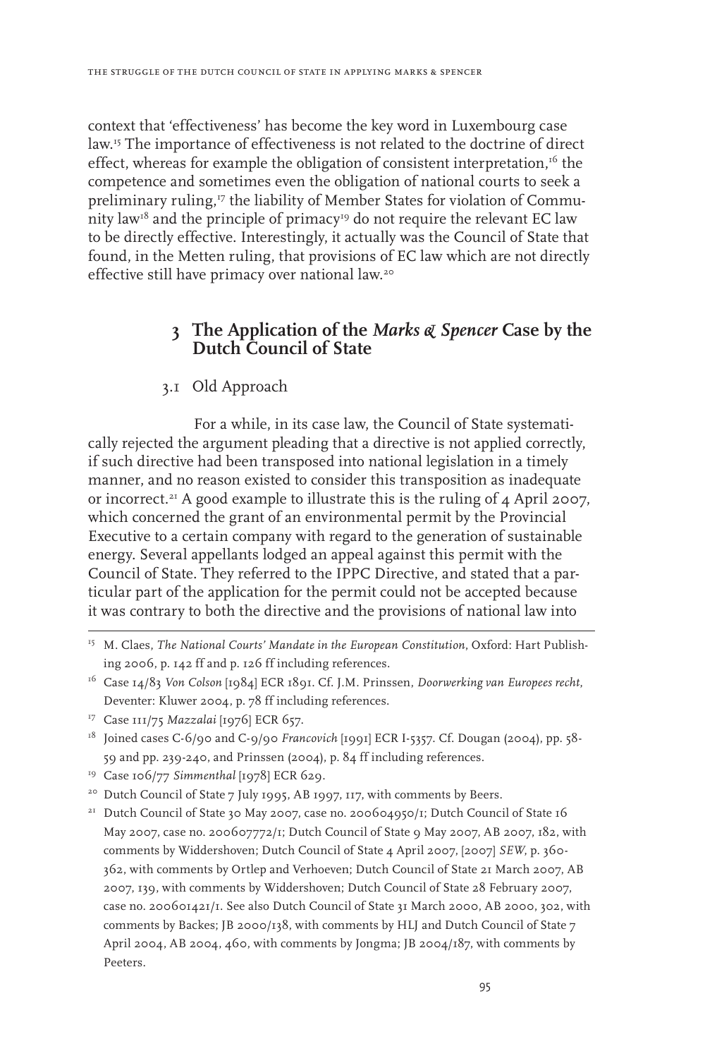context that 'effectiveness' has become the key word in Luxembourg case law.[15] The importance of effectiveness is not related to the doctrine of direct effect, whereas for example the obligation of consistent interpretation,[16] the competence and sometimes even the obligation of national courts to seek a preliminary ruling,[17] the liability of Member States for violation of Community law[18] and the principle of primacy[19] do not require the relevant EC law to be directly effective. Interestingly, it actually was the Council of State that found, in the Metten ruling, that provisions of EC law which are not directly effective still have primacy over national law.[20]

## 3 The Application of the *Marks & Spencer* Case by the Dutch Council of State

### 3.1 Old Approach

For a while, in its case law, the Council of State systematically rejected the argument pleading that a directive is not applied correctly, if such directive had been transposed into national legislation in a timely manner, and no reason existed to consider this transposition as inadequate or incorrect.[21] A good example to illustrate this is the ruling of 4 April 2007, which concerned the grant of an environmental permit by the Provincial Executive to a certain company with regard to the generation of sustainable energy. Several appellants lodged an appeal against this permit with the Council of State. They referred to the IPPC Directive, and stated that a particular part of the application for the permit could not be accepted because it was contrary to both the directive and the provisions of national law into

---

[15] M. Claes, *The National Courts' Mandate in the European Constitution*, Oxford: Hart Publishing 2006, p. 142 ff and p. 126 ff including references.

[16] Case 14/83 *Von Colson* [1984] ECR 1891. Cf. J.M. Prinssen, *Doorwerking van Europees recht*, Deventer: Kluwer 2004, p. 78 ff including references.

[17] Case 111/75 *Mazzalai* [1976] ECR 657.

[18] Joined cases C-6/90 and C-9/90 *Francovich* [1991] ECR I-5357. Cf. Dougan (2004), pp. 58-59 and pp. 239-240, and Prinssen (2004), p. 84 ff including references.

[19] Case 106/77 *Simmenthal* [1978] ECR 629.

[20] Dutch Council of State 7 July 1995, AB 1997, 117, with comments by Beers.

[21] Dutch Council of State 30 May 2007, case no. 200604950/1; Dutch Council of State 16 May 2007, case no. 200607772/1; Dutch Council of State 9 May 2007, AB 2007, 182, with comments by Widdershoven; Dutch Council of State 4 April 2007, [2007] *SEW*, p. 360-362, with comments by Ortlep and Verhoeven; Dutch Council of State 21 March 2007, AB 2007, 139, with comments by Widdershoven; Dutch Council of State 28 February 2007, case no. 200601421/1. See also Dutch Council of State 31 March 2000, AB 2000, 302, with comments by Backes; JB 2000/138, with comments by HLJ and Dutch Council of State 7 April 2004, AB 2004, 460, with comments by Jongma; JB 2004/187, with comments by Peeters.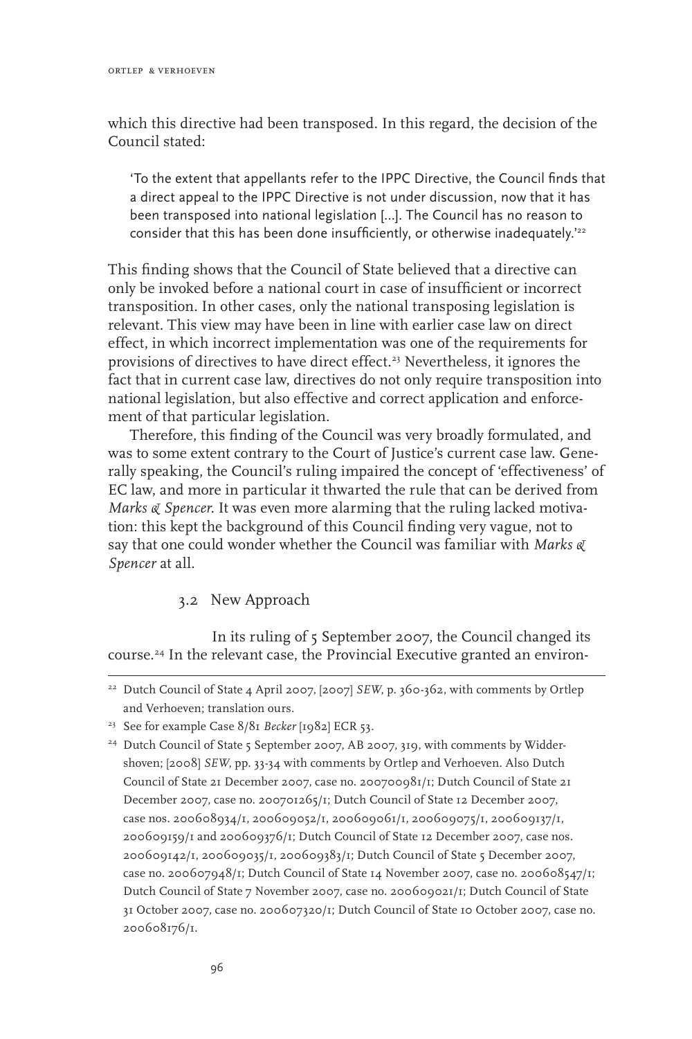which this directive had been transposed. In this regard, the decision of the Council stated:

> 'To the extent that appellants refer to the IPPC Directive, the Council finds that a direct appeal to the IPPC Directive is not under discussion, now that it has been transposed into national legislation [...]. The Council has no reason to consider that this has been done insufficiently, or otherwise inadequately.'[22]

This finding shows that the Council of State believed that a directive can only be invoked before a national court in case of insufficient or incorrect transposition. In other cases, only the national transposing legislation is relevant. This view may have been in line with earlier case law on direct effect, in which incorrect implementation was one of the requirements for provisions of directives to have direct effect.[23] Nevertheless, it ignores the fact that in current case law, directives do not only require transposition into national legislation, but also effective and correct application and enforcement of that particular legislation.

Therefore, this finding of the Council was very broadly formulated, and was to some extent contrary to the Court of Justice's current case law. Generally speaking, the Council's ruling impaired the concept of 'effectiveness' of EC law, and more in particular it thwarted the rule that can be derived from *Marks & Spencer*. It was even more alarming that the ruling lacked motivation: this kept the background of this Council finding very vague, not to say that one could wonder whether the Council was familiar with *Marks & Spencer* at all.

### 3.2 New Approach

In its ruling of 5 September 2007, the Council changed its course.[24] In the relevant case, the Provincial Executive granted an environ-

---

[22] Dutch Council of State 4 April 2007, [2007] *SEW*, p. 360-362, with comments by Ortlep and Verhoeven; translation ours.

[23] See for example Case 8/81 *Becker* [1982] ECR 53.

[24] Dutch Council of State 5 September 2007, AB 2007, 319, with comments by Widdershoven; [2008] *SEW*, pp. 33-34 with comments by Ortlep and Verhoeven. Also Dutch Council of State 21 December 2007, case no. 200700981/1; Dutch Council of State 21 December 2007, case no. 200701265/1; Dutch Council of State 12 December 2007, case nos. 200608934/1, 200609052/1, 200609061/1, 200609075/1, 200609137/1, 200609159/1 and 200609376/1; Dutch Council of State 12 December 2007, case nos. 200609142/1, 200609035/1, 200609383/1; Dutch Council of State 5 December 2007, case no. 200607948/1; Dutch Council of State 14 November 2007, case no. 200608547/1; Dutch Council of State 7 November 2007, case no. 200609021/1; Dutch Council of State 31 October 2007, case no. 200607320/1; Dutch Council of State 10 October 2007, case no. 200608176/1.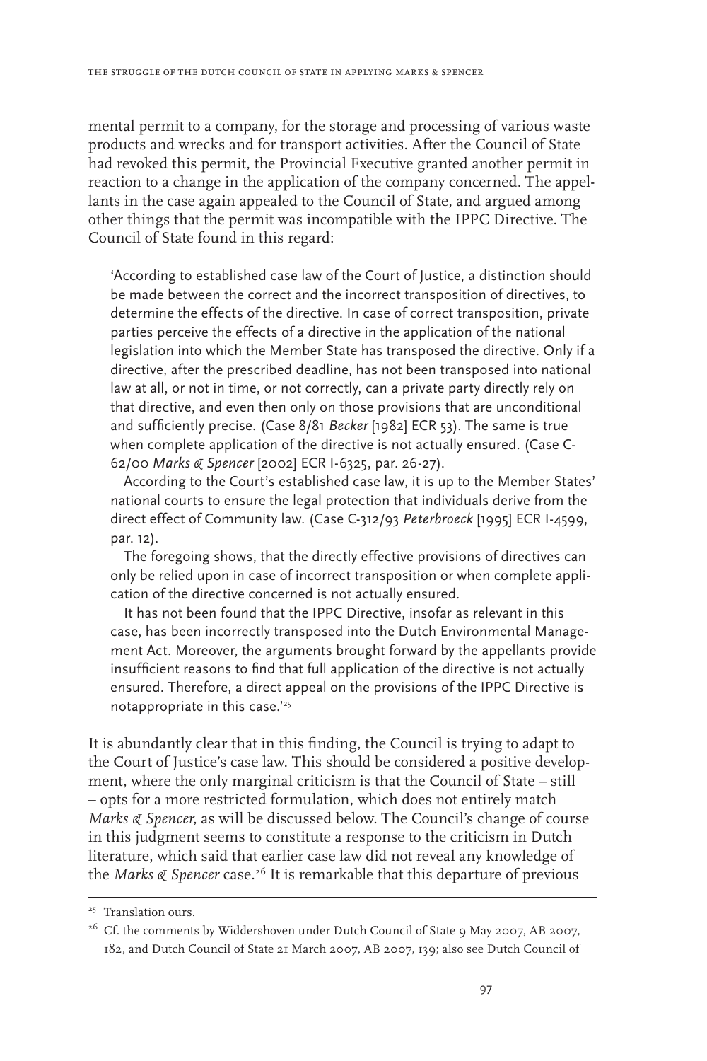mental permit to a company, for the storage and processing of various waste products and wrecks and for transport activities. After the Council of State had revoked this permit, the Provincial Executive granted another permit in reaction to a change in the application of the company concerned. The appellants in the case again appealed to the Council of State, and argued among other things that the permit was incompatible with the IPPC Directive. The Council of State found in this regard:

> 'According to established case law of the Court of Justice, a distinction should be made between the correct and the incorrect transposition of directives, to determine the effects of the directive. In case of correct transposition, private parties perceive the effects of a directive in the application of the national legislation into which the Member State has transposed the directive. Only if a directive, after the prescribed deadline, has not been transposed into national law at all, or not in time, or not correctly, can a private party directly rely on that directive, and even then only on those provisions that are unconditional and sufficiently precise. (Case 8/81 *Becker* [1982] ECR 53). The same is true when complete application of the directive is not actually ensured. (Case C-62/00 *Marks & Spencer* [2002] ECR I-6325, par. 26-27).
>
> According to the Court's established case law, it is up to the Member States' national courts to ensure the legal protection that individuals derive from the direct effect of Community law. (Case C-312/93 *Peterbroeck* [1995] ECR I-4599, par. 12).
>
> The foregoing shows, that the directly effective provisions of directives can only be relied upon in case of incorrect transposition or when complete application of the directive concerned is not actually ensured.
>
> It has not been found that the IPPC Directive, insofar as relevant in this case, has been incorrectly transposed into the Dutch Environmental Management Act. Moreover, the arguments brought forward by the appellants provide insufficient reasons to find that full application of the directive is not actually ensured. Therefore, a direct appeal on the provisions of the IPPC Directive is notappropriate in this case.'[25]

It is abundantly clear that in this finding, the Council is trying to adapt to the Court of Justice's case law. This should be considered a positive development, where the only marginal criticism is that the Council of State – still – opts for a more restricted formulation, which does not entirely match *Marks & Spencer*, as will be discussed below. The Council's change of course in this judgment seems to constitute a response to the criticism in Dutch literature, which said that earlier case law did not reveal any knowledge of the *Marks & Spencer* case.[26] It is remarkable that this departure of previous

---

[25] Translation ours.

[26] Cf. the comments by Widdershoven under Dutch Council of State 9 May 2007, AB 2007, 182, and Dutch Council of State 21 March 2007, AB 2007, 139; also see Dutch Council of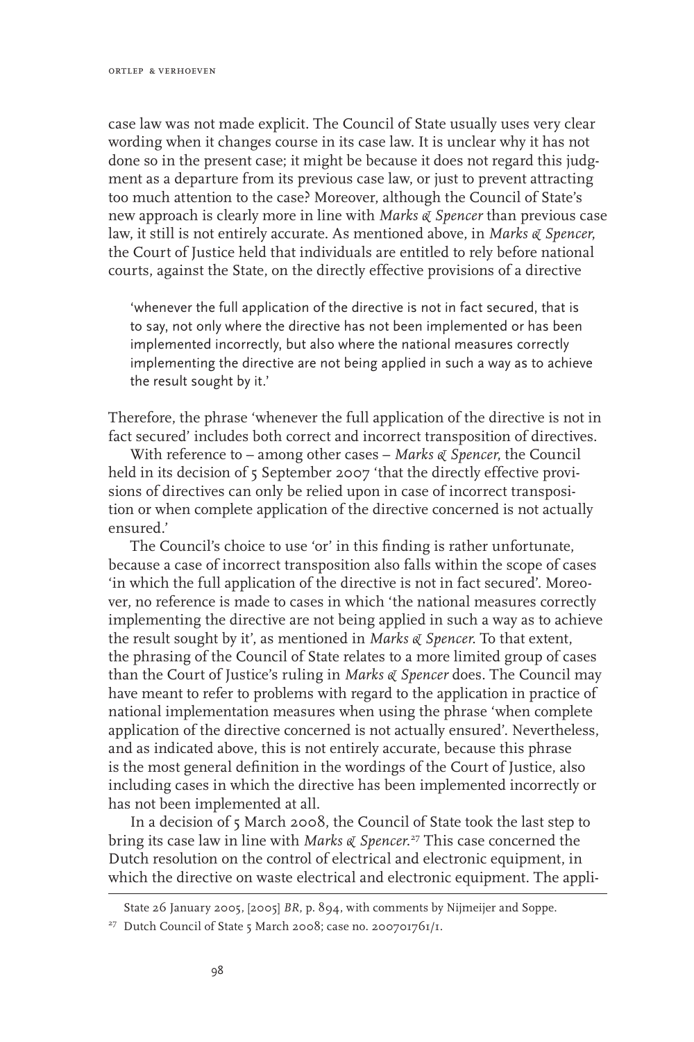case law was not made explicit. The Council of State usually uses very clear wording when it changes course in its case law. It is unclear why it has not done so in the present case; it might be because it does not regard this judgment as a departure from its previous case law, or just to prevent attracting too much attention to the case? Moreover, although the Council of State's new approach is clearly more in line with *Marks & Spencer* than previous case law, it still is not entirely accurate. As mentioned above, in *Marks & Spencer*, the Court of Justice held that individuals are entitled to rely before national courts, against the State, on the directly effective provisions of a directive

> 'whenever the full application of the directive is not in fact secured, that is to say, not only where the directive has not been implemented or has been implemented incorrectly, but also where the national measures correctly implementing the directive are not being applied in such a way as to achieve the result sought by it.'

Therefore, the phrase 'whenever the full application of the directive is not in fact secured' includes both correct and incorrect transposition of directives.

With reference to – among other cases – *Marks & Spencer,* the Council held in its decision of 5 September 2007 'that the directly effective provisions of directives can only be relied upon in case of incorrect transposition or when complete application of the directive concerned is not actually ensured.'

The Council's choice to use 'or' in this finding is rather unfortunate, because a case of incorrect transposition also falls within the scope of cases 'in which the full application of the directive is not in fact secured'. Moreover, no reference is made to cases in which 'the national measures correctly implementing the directive are not being applied in such a way as to achieve the result sought by it', as mentioned in *Marks & Spencer.* To that extent, the phrasing of the Council of State relates to a more limited group of cases than the Court of Justice's ruling in *Marks & Spencer* does. The Council may have meant to refer to problems with regard to the application in practice of national implementation measures when using the phrase 'when complete application of the directive concerned is not actually ensured'. Nevertheless, and as indicated above, this is not entirely accurate, because this phrase is the most general definition in the wordings of the Court of Justice, also including cases in which the directive has been implemented incorrectly or has not been implemented at all.

In a decision of 5 March 2008, the Council of State took the last step to bring its case law in line with *Marks & Spencer.*[27] This case concerned the Dutch resolution on the control of electrical and electronic equipment, in which the directive on waste electrical and electronic equipment. The appli-

State 26 January 2005, [2005] *BR*, p. 894, with comments by Nijmeijer and Soppe.

[27] Dutch Council of State 5 March 2008; case no. 200701761/1.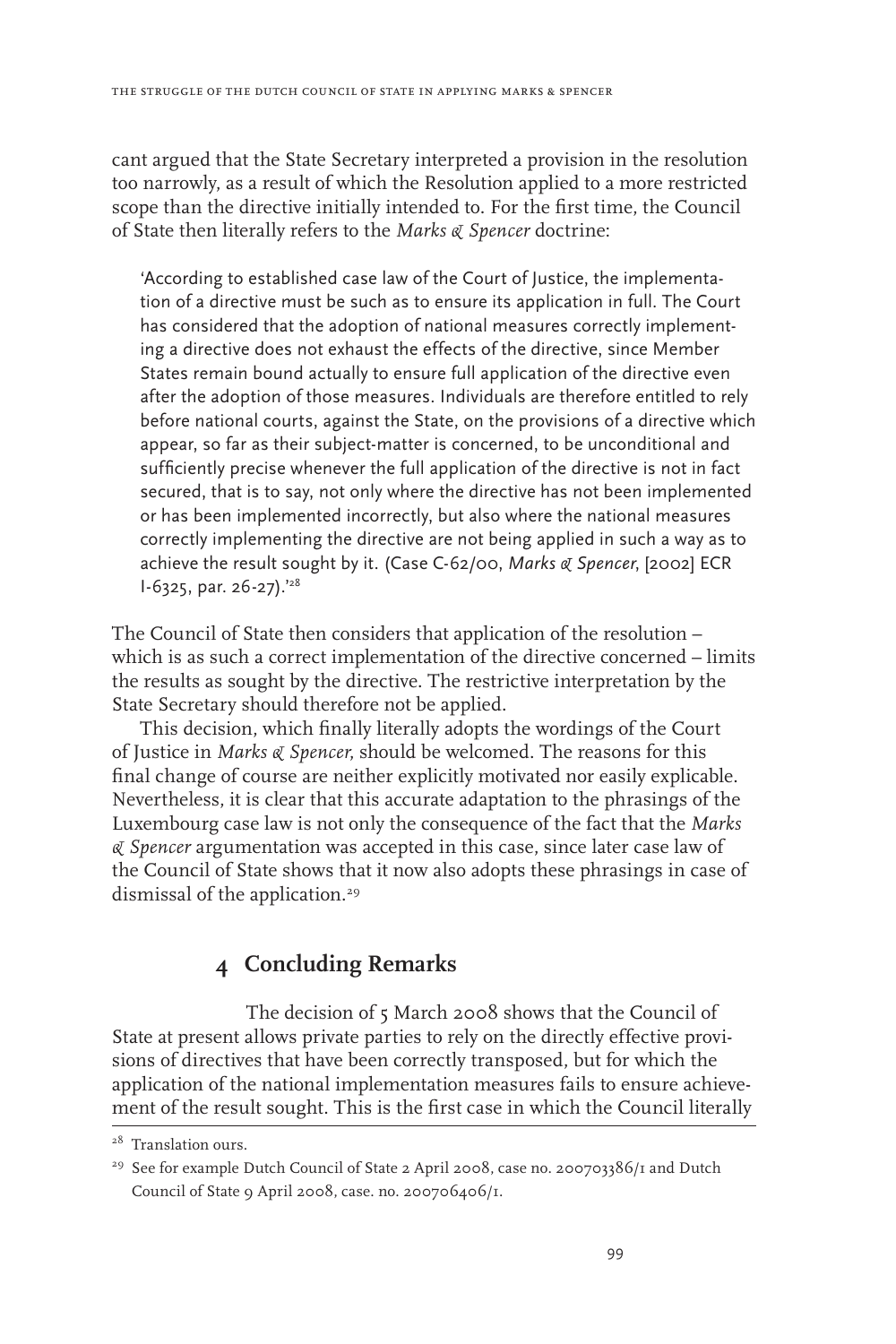cant argued that the State Secretary interpreted a provision in the resolution too narrowly, as a result of which the Resolution applied to a more restricted scope than the directive initially intended to. For the first time, the Council of State then literally refers to the *Marks & Spencer* doctrine:

> 'According to established case law of the Court of Justice, the implementation of a directive must be such as to ensure its application in full. The Court has considered that the adoption of national measures correctly implementing a directive does not exhaust the effects of the directive, since Member States remain bound actually to ensure full application of the directive even after the adoption of those measures. Individuals are therefore entitled to rely before national courts, against the State, on the provisions of a directive which appear, so far as their subject-matter is concerned, to be unconditional and sufficiently precise whenever the full application of the directive is not in fact secured, that is to say, not only where the directive has not been implemented or has been implemented incorrectly, but also where the national measures correctly implementing the directive are not being applied in such a way as to achieve the result sought by it. (Case C-62/00, *Marks & Spencer*, [2002] ECR I-6325, par. 26-27).'[28]

The Council of State then considers that application of the resolution – which is as such a correct implementation of the directive concerned – limits the results as sought by the directive. The restrictive interpretation by the State Secretary should therefore not be applied.

This decision, which finally literally adopts the wordings of the Court of Justice in *Marks & Spencer*, should be welcomed. The reasons for this final change of course are neither explicitly motivated nor easily explicable. Nevertheless, it is clear that this accurate adaptation to the phrasings of the Luxembourg case law is not only the consequence of the fact that the *Marks & Spencer* argumentation was accepted in this case, since later case law of the Council of State shows that it now also adopts these phrasings in case of dismissal of the application.[29]

## 4 Concluding Remarks

The decision of 5 March 2008 shows that the Council of State at present allows private parties to rely on the directly effective provisions of directives that have been correctly transposed, but for which the application of the national implementation measures fails to ensure achievement of the result sought. This is the first case in which the Council literally

---

[28] Translation ours.

[29] See for example Dutch Council of State 2 April 2008, case no. 200703386/1 and Dutch Council of State 9 April 2008, case. no. 200706406/1.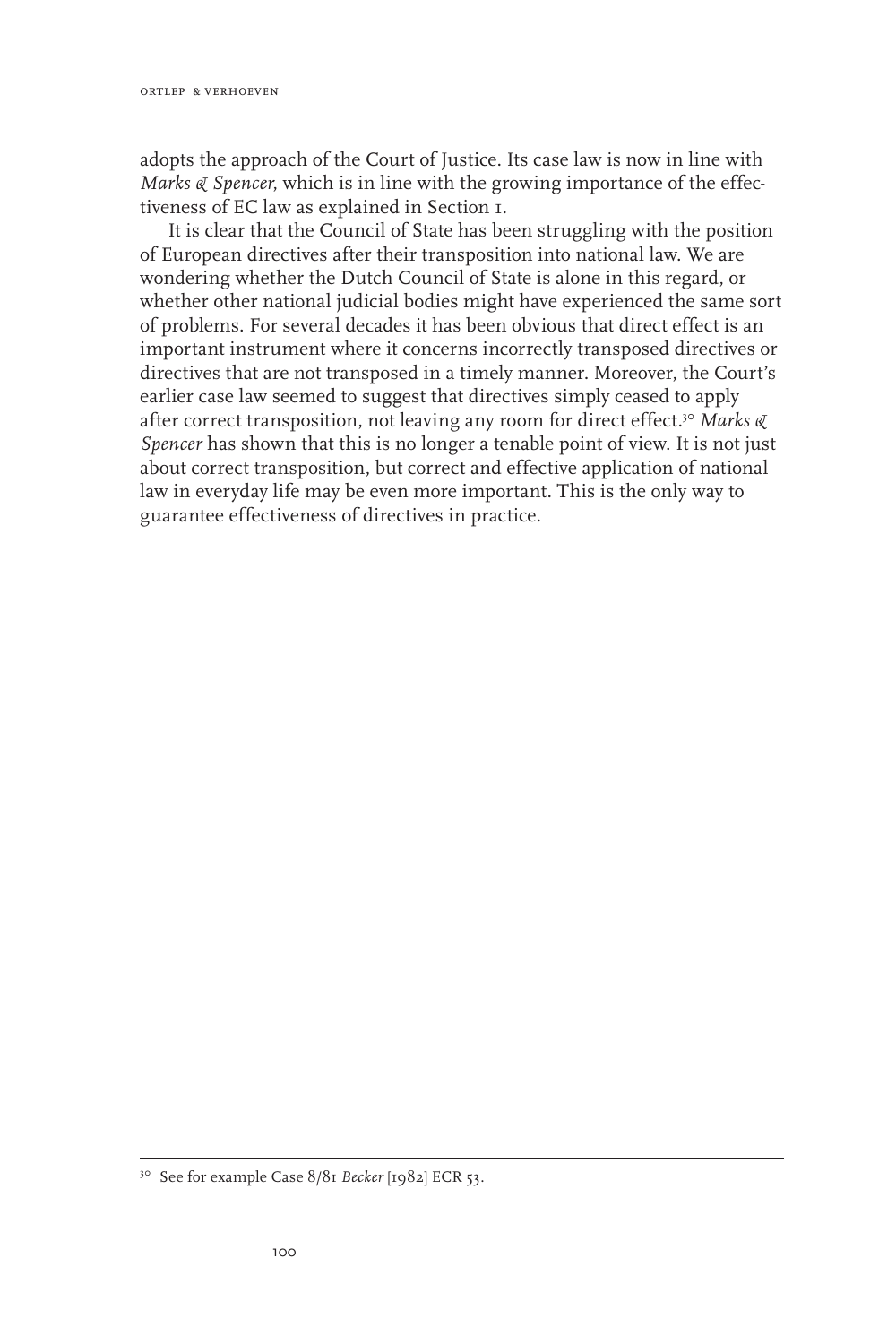adopts the approach of the Court of Justice. Its case law is now in line with *Marks & Spencer*, which is in line with the growing importance of the effectiveness of EC law as explained in Section 1.

It is clear that the Council of State has been struggling with the position of European directives after their transposition into national law. We are wondering whether the Dutch Council of State is alone in this regard, or whether other national judicial bodies might have experienced the same sort of problems. For several decades it has been obvious that direct effect is an important instrument where it concerns incorrectly transposed directives or directives that are not transposed in a timely manner. Moreover, the Court's earlier case law seemed to suggest that directives simply ceased to apply after correct transposition, not leaving any room for direct effect.[30] *Marks & Spencer* has shown that this is no longer a tenable point of view. It is not just about correct transposition, but correct and effective application of national law in everyday life may be even more important. This is the only way to guarantee effectiveness of directives in practice.

---

[30] See for example Case 8/81 *Becker* [1982] ECR 53.